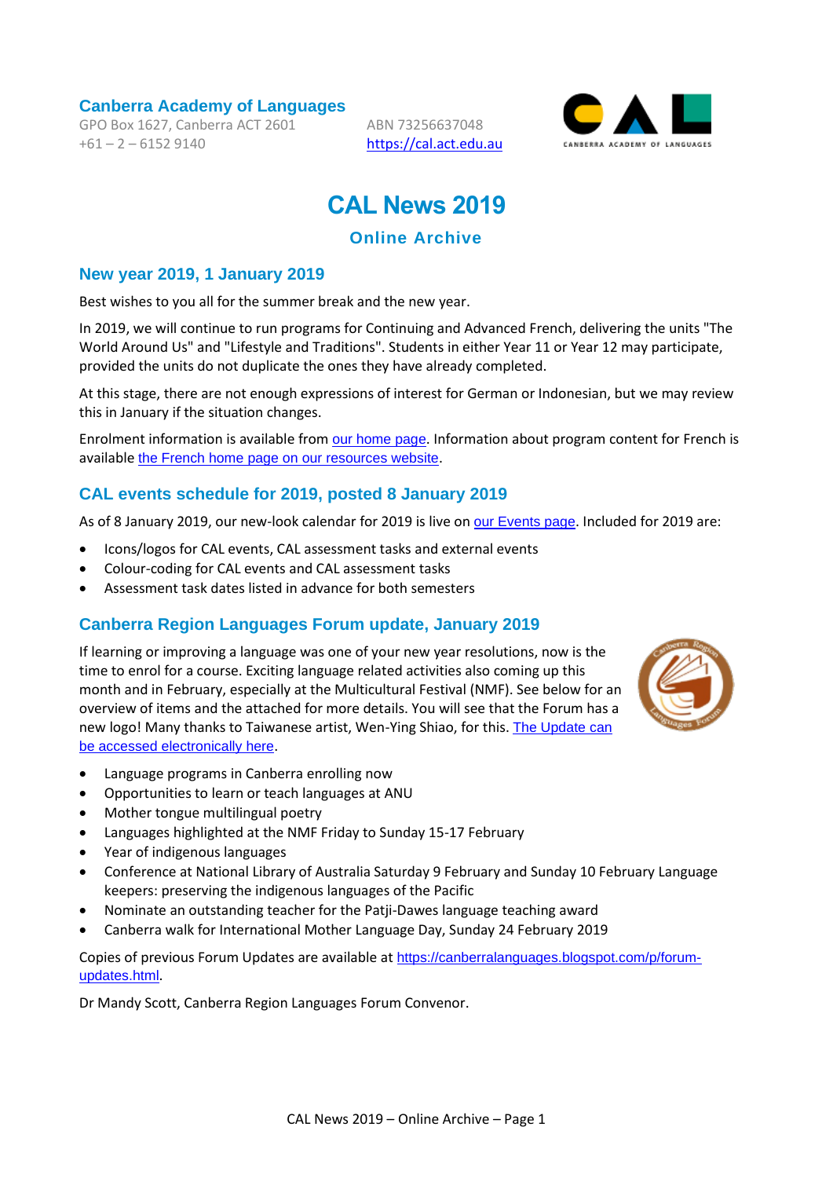**Canberra Academy of Languages**

GPO Box 1627, Canberra ACT 2601
+61 – 2 – 6152 9140

ABN 73256637048
https://cal.act.edu.au

# CAL News 2019

## Online Archive

### New year 2019, 1 January 2019

Best wishes to you all for the summer break and the new year.

In 2019, we will continue to run programs for Continuing and Advanced French, delivering the units "The World Around Us" and "Lifestyle and Traditions". Students in either Year 11 or Year 12 may participate, provided the units do not duplicate the ones they have already completed.

At this stage, there are not enough expressions of interest for German or Indonesian, but we may review this in January if the situation changes.

Enrolment information is available from our home page. Information about program content for French is available the French home page on our resources website.

### CAL events schedule for 2019, posted 8 January 2019

As of 8 January 2019, our new-look calendar for 2019 is live on our Events page. Included for 2019 are:

- Icons/logos for CAL events, CAL assessment tasks and external events
- Colour-coding for CAL events and CAL assessment tasks
- Assessment task dates listed in advance for both semesters

### Canberra Region Languages Forum update, January 2019

If learning or improving a language was one of your new year resolutions, now is the time to enrol for a course. Exciting language related activities also coming up this month and in February, especially at the Multicultural Festival (NMF). See below for an overview of items and the attached for more details. You will see that the Forum has a new logo! Many thanks to Taiwanese artist, Wen-Ying Shiao, for this. The Update can be accessed electronically here.

- Language programs in Canberra enrolling now
- Opportunities to learn or teach languages at ANU
- Mother tongue multilingual poetry
- Languages highlighted at the NMF Friday to Sunday 15-17 February
- Year of indigenous languages
- Conference at National Library of Australia Saturday 9 February and Sunday 10 February Language keepers: preserving the indigenous languages of the Pacific
- Nominate an outstanding teacher for the Patji-Dawes language teaching award
- Canberra walk for International Mother Language Day, Sunday 24 February 2019

Copies of previous Forum Updates are available at https://canberralanguages.blogspot.com/p/forum-updates.html.

Dr Mandy Scott, Canberra Region Languages Forum Convenor.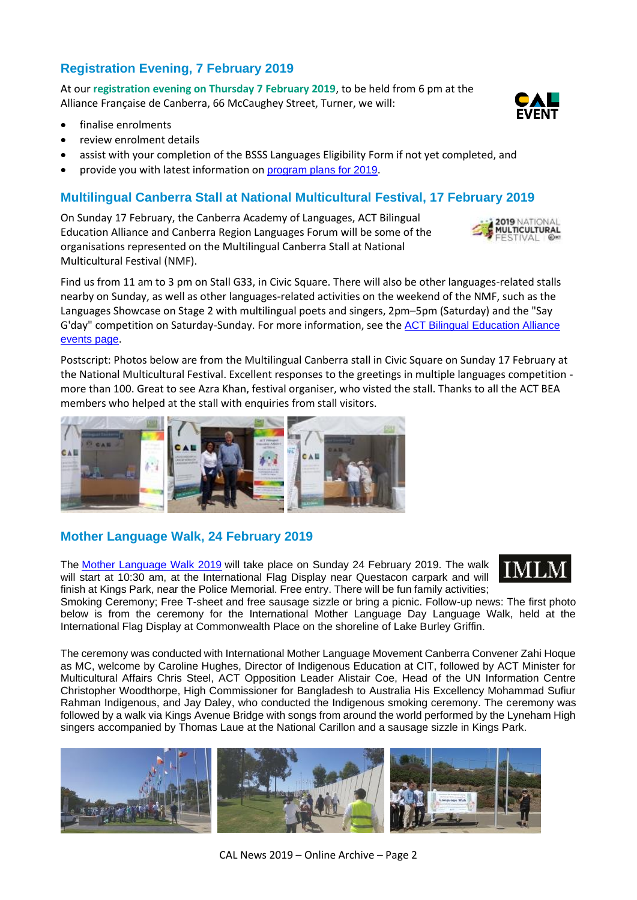## Registration Evening, 7 February 2019

At our **registration evening on Thursday 7 February 2019**, to be held from 6 pm at the Alliance Française de Canberra, 66 McCaughey Street, Turner, we will:

- finalise enrolments
- review enrolment details
- assist with your completion of the BSSS Languages Eligibility Form if not yet completed, and
- provide you with latest information on program plans for 2019.

## Multilingual Canberra Stall at National Multicultural Festival, 17 February 2019

On Sunday 17 February, the Canberra Academy of Languages, ACT Bilingual Education Alliance and Canberra Region Languages Forum will be some of the organisations represented on the Multilingual Canberra Stall at National Multicultural Festival (NMF).

Find us from 11 am to 3 pm on Stall G33, in Civic Square. There will also be other languages-related stalls nearby on Sunday, as well as other languages-related activities on the weekend of the NMF, such as the Languages Showcase on Stage 2 with multilingual poets and singers, 2pm–5pm (Saturday) and the "Say G'day" competition on Saturday-Sunday. For more information, see the ACT Bilingual Education Alliance events page.

Postscript: Photos below are from the Multilingual Canberra stall in Civic Square on Sunday 17 February at the National Multicultural Festival. Excellent responses to the greetings in multiple languages competition - more than 100. Great to see Azra Khan, festival organiser, who visted the stall. Thanks to all the ACT BEA members who helped at the stall with enquiries from stall visitors.

## Mother Language Walk, 24 February 2019

The Mother Language Walk 2019 will take place on Sunday 24 February 2019. The walk will start at 10:30 am, at the International Flag Display near Questacon carpark and will finish at Kings Park, near the Police Memorial. Free entry. There will be fun family activities; Smoking Ceremony; Free T-sheet and free sausage sizzle or bring a picnic. Follow-up news: The first photo below is from the ceremony for the International Mother Language Day Language Walk, held at the International Flag Display at Commonwealth Place on the shoreline of Lake Burley Griffin.

The ceremony was conducted with International Mother Language Movement Canberra Convener Zahi Hoque as MC, welcome by Caroline Hughes, Director of Indigenous Education at CIT, followed by ACT Minister for Multicultural Affairs Chris Steel, ACT Opposition Leader Alistair Coe, Head of the UN Information Centre Christopher Woodthorpe, High Commissioner for Bangladesh to Australia His Excellency Mohammad Sufiur Rahman Indigenous, and Jay Daley, who conducted the Indigenous smoking ceremony. The ceremony was followed by a walk via Kings Avenue Bridge with songs from around the world performed by the Lyneham High singers accompanied by Thomas Laue at the National Carillon and a sausage sizzle in Kings Park.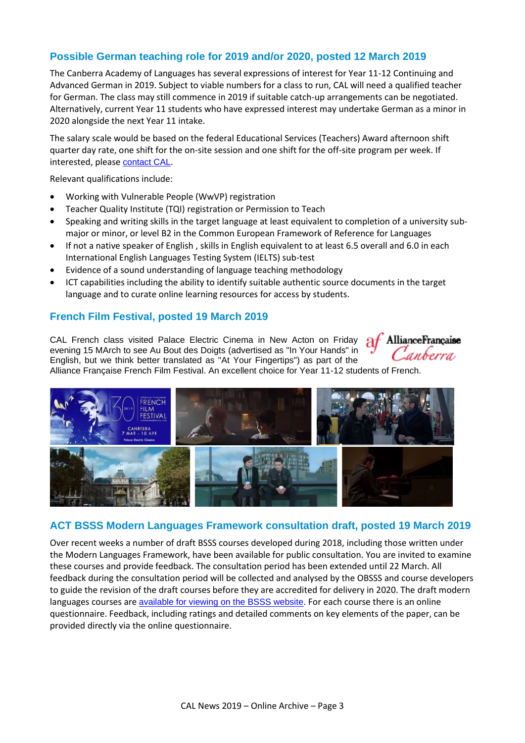## Possible German teaching role for 2019 and/or 2020, posted 12 March 2019

The Canberra Academy of Languages has several expressions of interest for Year 11-12 Continuing and Advanced German in 2019. Subject to viable numbers for a class to run, CAL will need a qualified teacher for German. The class may still commence in 2019 if suitable catch-up arrangements can be negotiated. Alternatively, current Year 11 students who have expressed interest may undertake German as a minor in 2020 alongside the next Year 11 intake.

The salary scale would be based on the federal Educational Services (Teachers) Award afternoon shift quarter day rate, one shift for the on-site session and one shift for the off-site program per week. If interested, please contact CAL.

Relevant qualifications include:

- Working with Vulnerable People (WwVP) registration
- Teacher Quality Institute (TQI) registration or Permission to Teach
- Speaking and writing skills in the target language at least equivalent to completion of a university sub-major or minor, or level B2 in the Common European Framework of Reference for Languages
- If not a native speaker of English , skills in English equivalent to at least 6.5 overall and 6.0 in each International English Languages Testing System (IELTS) sub-test
- Evidence of a sound understanding of language teaching methodology
- ICT capabilities including the ability to identify suitable authentic source documents in the target language and to curate online learning resources for access by students.

## French Film Festival, posted 19 March 2019

CAL French class visited Palace Electric Cinema in New Acton on Friday evening 15 MArch to see Au Bout des Doigts (advertised as "In Your Hands" in English, but we think better translated as "At Your Fingertips") as part of the Alliance Française French Film Festival. An excellent choice for Year 11-12 students of French.

## ACT BSSS Modern Languages Framework consultation draft, posted 19 March 2019

Over recent weeks a number of draft BSSS courses developed during 2018, including those written under the Modern Languages Framework, have been available for public consultation. You are invited to examine these courses and provide feedback. The consultation period has been extended until 22 March. All feedback during the consultation period will be collected and analysed by the OBSSS and course developers to guide the revision of the draft courses before they are accredited for delivery in 2020. The draft modern languages courses are available for viewing on the BSSS website. For each course there is an online questionnaire. Feedback, including ratings and detailed comments on key elements of the paper, can be provided directly via the online questionnaire.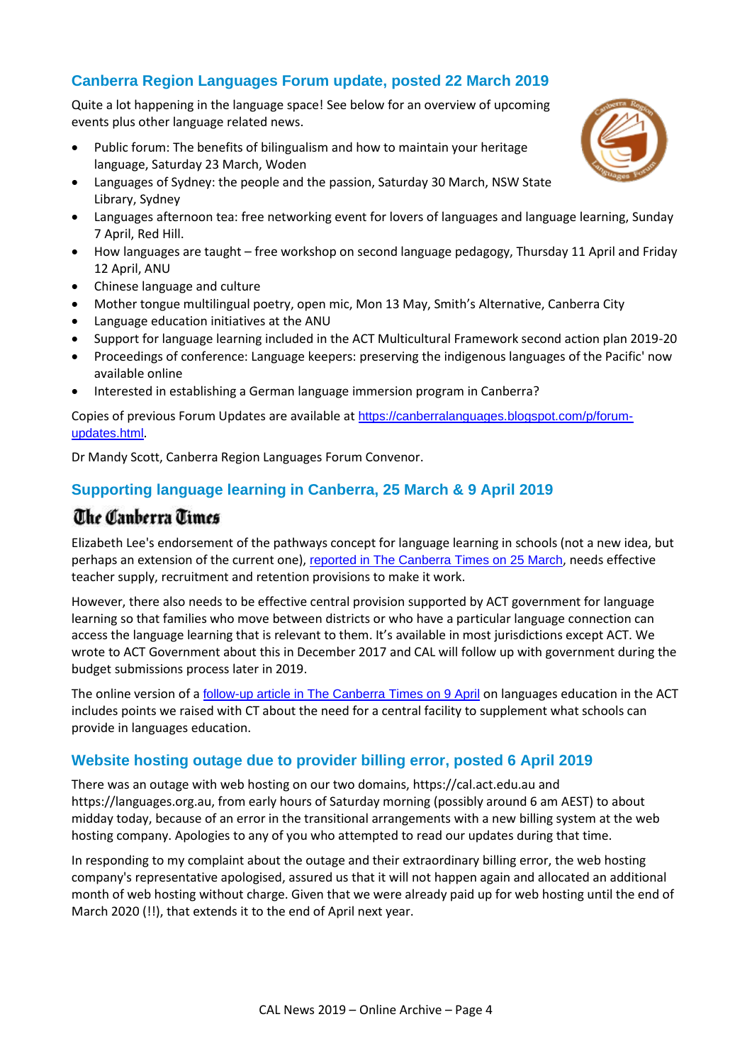## Canberra Region Languages Forum update, posted 22 March 2019

Quite a lot happening in the language space! See below for an overview of upcoming events plus other language related news.

- Public forum: The benefits of bilingualism and how to maintain your heritage language, Saturday 23 March, Woden
- Languages of Sydney: the people and the passion, Saturday 30 March, NSW State Library, Sydney
- Languages afternoon tea: free networking event for lovers of languages and language learning, Sunday 7 April, Red Hill.
- How languages are taught – free workshop on second language pedagogy, Thursday 11 April and Friday 12 April, ANU
- Chinese language and culture
- Mother tongue multilingual poetry, open mic, Mon 13 May, Smith's Alternative, Canberra City
- Language education initiatives at the ANU
- Support for language learning included in the ACT Multicultural Framework second action plan 2019-20
- Proceedings of conference: Language keepers: preserving the indigenous languages of the Pacific' now available online
- Interested in establishing a German language immersion program in Canberra?

Copies of previous Forum Updates are available at https://canberralanguages.blogspot.com/p/forum-updates.html.

Dr Mandy Scott, Canberra Region Languages Forum Convenor.

## Supporting language learning in Canberra, 25 March & 9 April 2019

**The Canberra Times**

Elizabeth Lee's endorsement of the pathways concept for language learning in schools (not a new idea, but perhaps an extension of the current one), reported in The Canberra Times on 25 March, needs effective teacher supply, recruitment and retention provisions to make it work.

However, there also needs to be effective central provision supported by ACT government for language learning so that families who move between districts or who have a particular language connection can access the language learning that is relevant to them. It's available in most jurisdictions except ACT. We wrote to ACT Government about this in December 2017 and CAL will follow up with government during the budget submissions process later in 2019.

The online version of a follow-up article in The Canberra Times on 9 April on languages education in the ACT includes points we raised with CT about the need for a central facility to supplement what schools can provide in languages education.

## Website hosting outage due to provider billing error, posted 6 April 2019

There was an outage with web hosting on our two domains, https://cal.act.edu.au and https://languages.org.au, from early hours of Saturday morning (possibly around 6 am AEST) to about midday today, because of an error in the transitional arrangements with a new billing system at the web hosting company. Apologies to any of you who attempted to read our updates during that time.

In responding to my complaint about the outage and their extraordinary billing error, the web hosting company's representative apologised, assured us that it will not happen again and allocated an additional month of web hosting without charge. Given that we were already paid up for web hosting until the end of March 2020 (!!), that extends it to the end of April next year.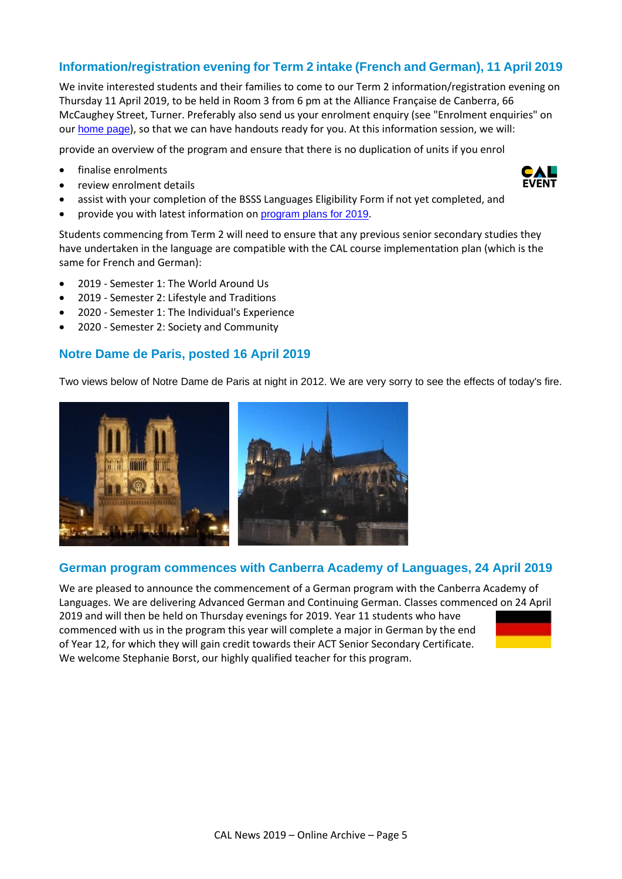## Information/registration evening for Term 2 intake (French and German), 11 April 2019

We invite interested students and their families to come to our Term 2 information/registration evening on Thursday 11 April 2019, to be held in Room 3 from 6 pm at the Alliance Française de Canberra, 66 McCaughey Street, Turner. Preferably also send us your enrolment enquiry (see "Enrolment enquiries" on our home page), so that we can have handouts ready for you. At this information session, we will:

provide an overview of the program and ensure that there is no duplication of units if you enrol

- finalise enrolments
- review enrolment details
- assist with your completion of the BSSS Languages Eligibility Form if not yet completed, and
- provide you with latest information on program plans for 2019.

Students commencing from Term 2 will need to ensure that any previous senior secondary studies they have undertaken in the language are compatible with the CAL course implementation plan (which is the same for French and German):

- 2019 - Semester 1: The World Around Us
- 2019 - Semester 2: Lifestyle and Traditions
- 2020 - Semester 1: The Individual's Experience
- 2020 - Semester 2: Society and Community

## Notre Dame de Paris, posted 16 April 2019

Two views below of Notre Dame de Paris at night in 2012. We are very sorry to see the effects of today's fire.

## German program commences with Canberra Academy of Languages, 24 April 2019

We are pleased to announce the commencement of a German program with the Canberra Academy of Languages. We are delivering Advanced German and Continuing German. Classes commenced on 24 April 2019 and will then be held on Thursday evenings for 2019. Year 11 students who have commenced with us in the program this year will complete a major in German by the end of Year 12, for which they will gain credit towards their ACT Senior Secondary Certificate. We welcome Stephanie Borst, our highly qualified teacher for this program.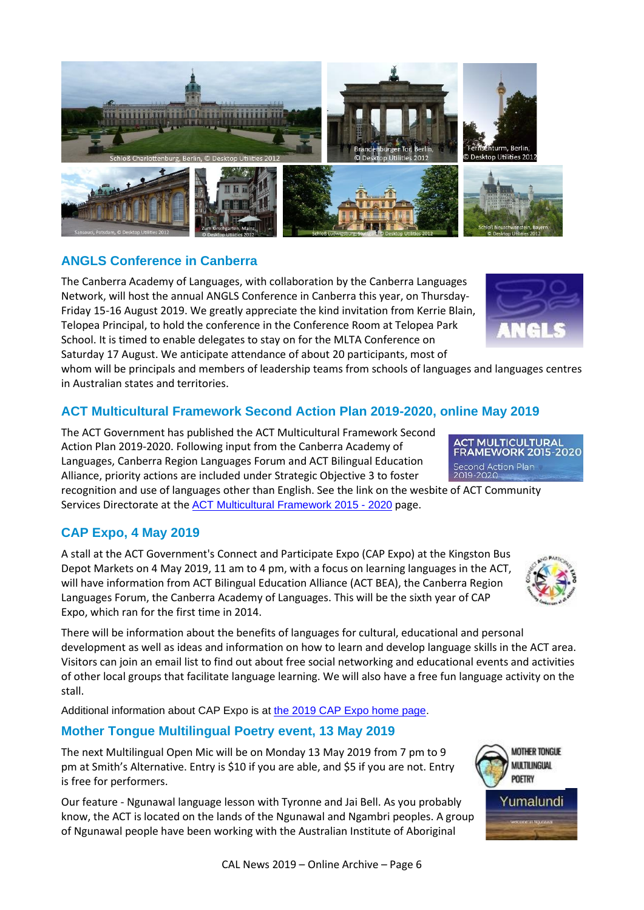## ANGLS Conference in Canberra

The Canberra Academy of Languages, with collaboration by the Canberra Languages Network, will host the annual ANGLS Conference in Canberra this year, on Thursday-Friday 15-16 August 2019. We greatly appreciate the kind invitation from Kerrie Blain, Telopea Principal, to hold the conference in the Conference Room at Telopea Park School. It is timed to enable delegates to stay on for the MLTA Conference on Saturday 17 August. We anticipate attendance of about 20 participants, most of whom will be principals and members of leadership teams from schools of languages and languages centres in Australian states and territories.

## ACT Multicultural Framework Second Action Plan 2019-2020, online May 2019

The ACT Government has published the ACT Multicultural Framework Second Action Plan 2019-2020. Following input from the Canberra Academy of Languages, Canberra Region Languages Forum and ACT Bilingual Education Alliance, priority actions are included under Strategic Objective 3 to foster recognition and use of languages other than English. See the link on the website of ACT Community Services Directorate at the ACT Multicultural Framework 2015 - 2020 page.

## CAP Expo, 4 May 2019

A stall at the ACT Government's Connect and Participate Expo (CAP Expo) at the Kingston Bus Depot Markets on 4 May 2019, 11 am to 4 pm, with a focus on learning languages in the ACT, will have information from ACT Bilingual Education Alliance (ACT BEA), the Canberra Region Languages Forum, the Canberra Academy of Languages. This will be the sixth year of CAP Expo, which ran for the first time in 2014.

There will be information about the benefits of languages for cultural, educational and personal development as well as ideas and information on how to learn and develop language skills in the ACT area. Visitors can join an email list to find out about free social networking and educational events and activities of other local groups that facilitate language learning. We will also have a free fun language activity on the stall.

Additional information about CAP Expo is at the 2019 CAP Expo home page.

## Mother Tongue Multilingual Poetry event, 13 May 2019

The next Multilingual Open Mic will be on Monday 13 May 2019 from 7 pm to 9 pm at Smith's Alternative. Entry is $10 if you are able, and $5 if you are not. Entry is free for performers.

Our feature - Ngunawal language lesson with Tyronne and Jai Bell. As you probably know, the ACT is located on the lands of the Ngunawal and Ngambri peoples. A group of Ngunawal people have been working with the Australian Institute of Aboriginal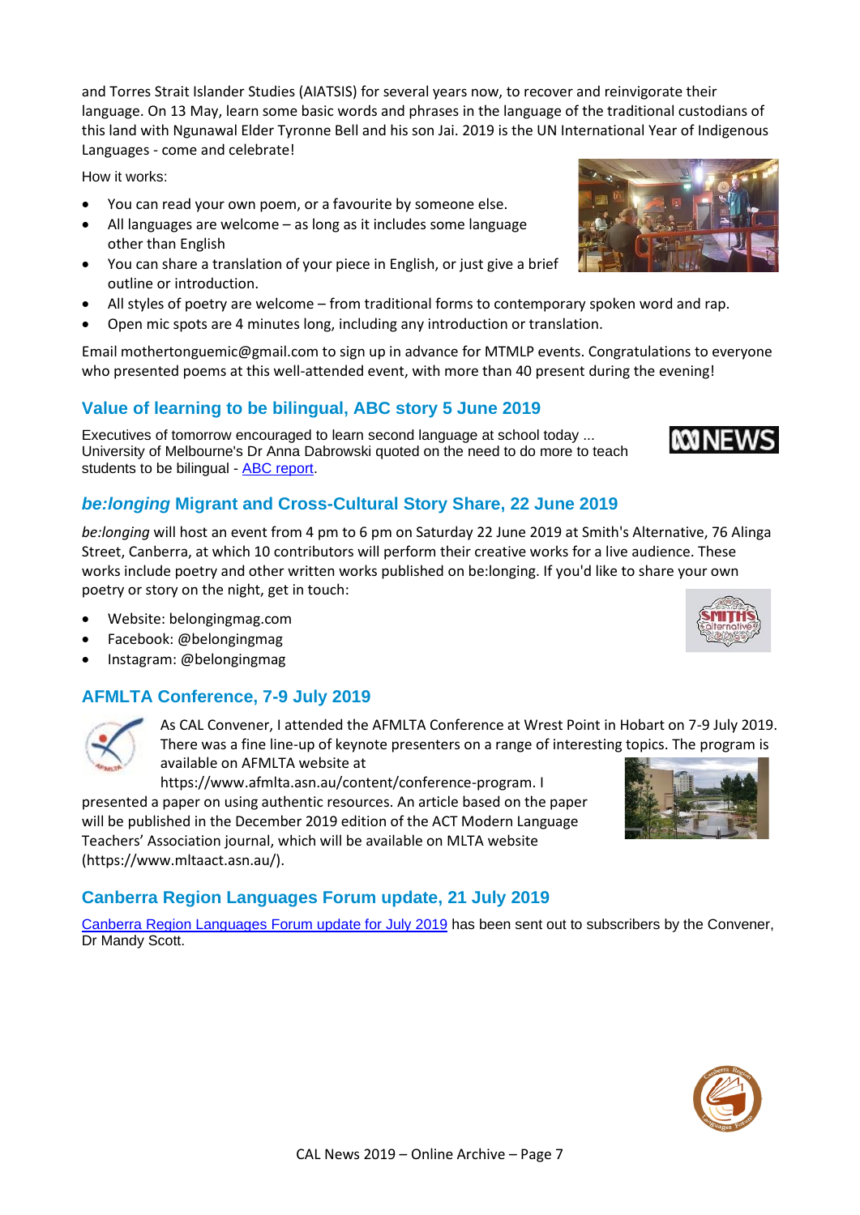and Torres Strait Islander Studies (AIATSIS) for several years now, to recover and reinvigorate their language. On 13 May, learn some basic words and phrases in the language of the traditional custodians of this land with Ngunawal Elder Tyronne Bell and his son Jai. 2019 is the UN International Year of Indigenous Languages - come and celebrate!

How it works:

- You can read your own poem, or a favourite by someone else.
- All languages are welcome – as long as it includes some language other than English
- You can share a translation of your piece in English, or just give a brief outline or introduction.
- All styles of poetry are welcome – from traditional forms to contemporary spoken word and rap.
- Open mic spots are 4 minutes long, including any introduction or translation.

Email mothertonguemic@gmail.com to sign up in advance for MTMLP events. Congratulations to everyone who presented poems at this well-attended event, with more than 40 present during the evening!

## Value of learning to be bilingual, ABC story 5 June 2019

Executives of tomorrow encouraged to learn second language at school today ... University of Melbourne's Dr Anna Dabrowski quoted on the need to do more to teach students to be bilingual - ABC report.

## *be:longing* Migrant and Cross-Cultural Story Share, 22 June 2019

*be:longing* will host an event from 4 pm to 6 pm on Saturday 22 June 2019 at Smith's Alternative, 76 Alinga Street, Canberra, at which 10 contributors will perform their creative works for a live audience. These works include poetry and other written works published on be:longing. If you'd like to share your own poetry or story on the night, get in touch:

- Website: belongingmag.com
- Facebook: @belongingmag
- Instagram: @belongingmag

## AFMLTA Conference, 7-9 July 2019

As CAL Convener, I attended the AFMLTA Conference at Wrest Point in Hobart on 7-9 July 2019. There was a fine line-up of keynote presenters on a range of interesting topics. The program is available on AFMLTA website at https://www.afmlta.asn.au/content/conference-program. I presented a paper on using authentic resources. An article based on the paper will be published in the December 2019 edition of the ACT Modern Language Teachers' Association journal, which will be available on MLTA website (https://www.mltaact.asn.au/).

## Canberra Region Languages Forum update, 21 July 2019

Canberra Region Languages Forum update for July 2019 has been sent out to subscribers by the Convener, Dr Mandy Scott.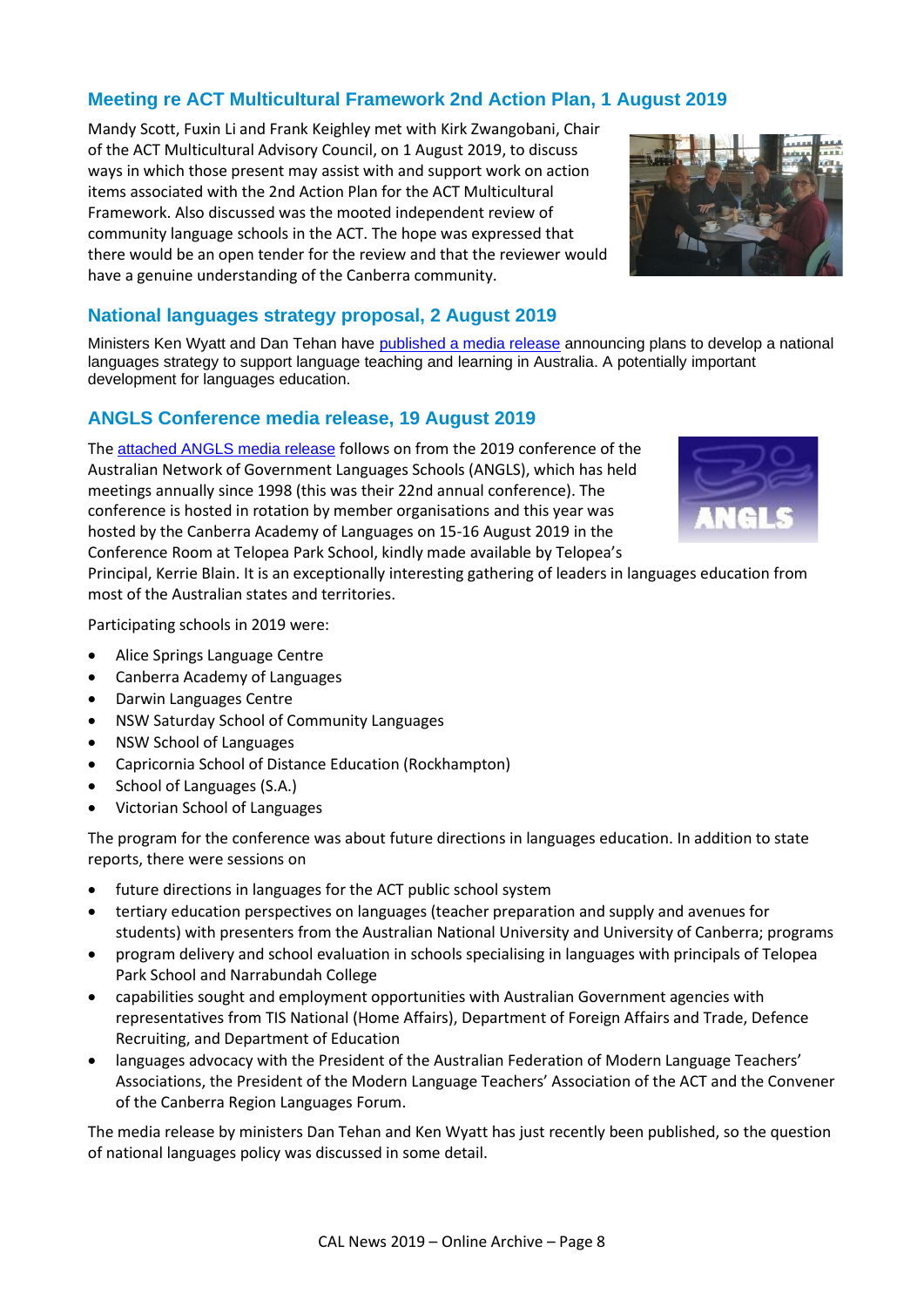## Meeting re ACT Multicultural Framework 2nd Action Plan, 1 August 2019

Mandy Scott, Fuxin Li and Frank Keighley met with Kirk Zwangobani, Chair of the ACT Multicultural Advisory Council, on 1 August 2019, to discuss ways in which those present may assist with and support work on action items associated with the 2nd Action Plan for the ACT Multicultural Framework. Also discussed was the mooted independent review of community language schools in the ACT. The hope was expressed that there would be an open tender for the review and that the reviewer would have a genuine understanding of the Canberra community.

## National languages strategy proposal, 2 August 2019

Ministers Ken Wyatt and Dan Tehan have published a media release announcing plans to develop a national languages strategy to support language teaching and learning in Australia. A potentially important development for languages education.

## ANGLS Conference media release, 19 August 2019

The attached ANGLS media release follows on from the 2019 conference of the Australian Network of Government Languages Schools (ANGLS), which has held meetings annually since 1998 (this was their 22nd annual conference). The conference is hosted in rotation by member organisations and this year was hosted by the Canberra Academy of Languages on 15-16 August 2019 in the Conference Room at Telopea Park School, kindly made available by Telopea's Principal, Kerrie Blain. It is an exceptionally interesting gathering of leaders in languages education from most of the Australian states and territories.

Participating schools in 2019 were:

- Alice Springs Language Centre
- Canberra Academy of Languages
- Darwin Languages Centre
- NSW Saturday School of Community Languages
- NSW School of Languages
- Capricornia School of Distance Education (Rockhampton)
- School of Languages (S.A.)
- Victorian School of Languages

The program for the conference was about future directions in languages education. In addition to state reports, there were sessions on

- future directions in languages for the ACT public school system
- tertiary education perspectives on languages (teacher preparation and supply and avenues for students) with presenters from the Australian National University and University of Canberra; programs
- program delivery and school evaluation in schools specialising in languages with principals of Telopea Park School and Narrabundah College
- capabilities sought and employment opportunities with Australian Government agencies with representatives from TIS National (Home Affairs), Department of Foreign Affairs and Trade, Defence Recruiting, and Department of Education
- languages advocacy with the President of the Australian Federation of Modern Language Teachers' Associations, the President of the Modern Language Teachers' Association of the ACT and the Convener of the Canberra Region Languages Forum.

The media release by ministers Dan Tehan and Ken Wyatt has just recently been published, so the question of national languages policy was discussed in some detail.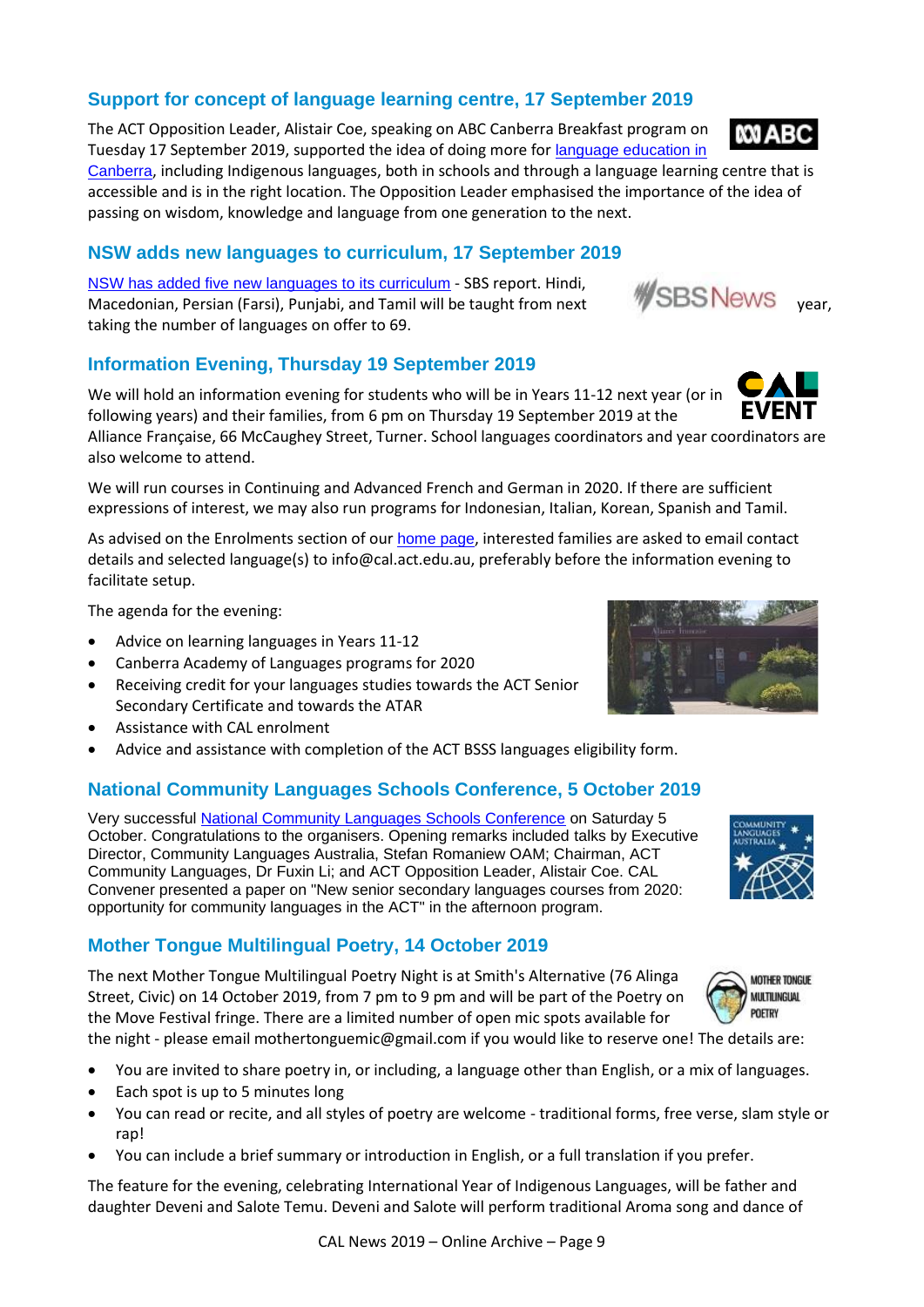## Support for concept of language learning centre, 17 September 2019

The ACT Opposition Leader, Alistair Coe, speaking on ABC Canberra Breakfast program on Tuesday 17 September 2019, supported the idea of doing more for language education in Canberra, including Indigenous languages, both in schools and through a language learning centre that is accessible and is in the right location. The Opposition Leader emphasised the importance of the idea of passing on wisdom, knowledge and language from one generation to the next.

## NSW adds new languages to curriculum, 17 September 2019

NSW has added five new languages to its curriculum - SBS report. Hindi, Macedonian, Persian (Farsi), Punjabi, and Tamil will be taught from next year, taking the number of languages on offer to 69.

## Information Evening, Thursday 19 September 2019

We will hold an information evening for students who will be in Years 11-12 next year (or in following years) and their families, from 6 pm on Thursday 19 September 2019 at the Alliance Française, 66 McCaughey Street, Turner. School languages coordinators and year coordinators are also welcome to attend.

We will run courses in Continuing and Advanced French and German in 2020. If there are sufficient expressions of interest, we may also run programs for Indonesian, Italian, Korean, Spanish and Tamil.

As advised on the Enrolments section of our home page, interested families are asked to email contact details and selected language(s) to info@cal.act.edu.au, preferably before the information evening to facilitate setup.

The agenda for the evening:

- Advice on learning languages in Years 11-12
- Canberra Academy of Languages programs for 2020
- Receiving credit for your languages studies towards the ACT Senior Secondary Certificate and towards the ATAR
- Assistance with CAL enrolment
- Advice and assistance with completion of the ACT BSSS languages eligibility form.

## National Community Languages Schools Conference, 5 October 2019

Very successful National Community Languages Schools Conference on Saturday 5 October. Congratulations to the organisers. Opening remarks included talks by Executive Director, Community Languages Australia, Stefan Romaniew OAM; Chairman, ACT Community Languages, Dr Fuxin Li; and ACT Opposition Leader, Alistair Coe. CAL Convener presented a paper on "New senior secondary languages courses from 2020: opportunity for community languages in the ACT" in the afternoon program.

## Mother Tongue Multilingual Poetry, 14 October 2019

The next Mother Tongue Multilingual Poetry Night is at Smith's Alternative (76 Alinga Street, Civic) on 14 October 2019, from 7 pm to 9 pm and will be part of the Poetry on the Move Festival fringe. There are a limited number of open mic spots available for the night - please email mothertonguemic@gmail.com if you would like to reserve one! The details are:

- You are invited to share poetry in, or including, a language other than English, or a mix of languages.
- Each spot is up to 5 minutes long
- You can read or recite, and all styles of poetry are welcome - traditional forms, free verse, slam style or rap!
- You can include a brief summary or introduction in English, or a full translation if you prefer.

The feature for the evening, celebrating International Year of Indigenous Languages, will be father and daughter Deveni and Salote Temu. Deveni and Salote will perform traditional Aroma song and dance of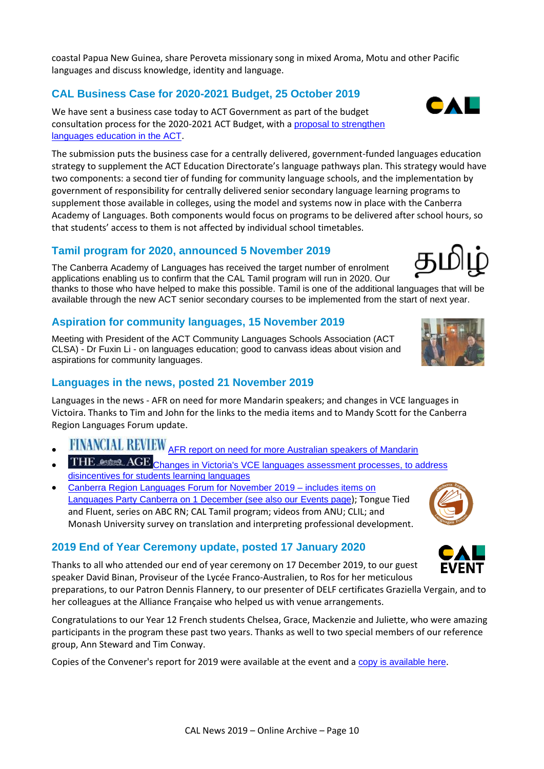coastal Papua New Guinea, share Peroveta missionary song in mixed Aroma, Motu and other Pacific languages and discuss knowledge, identity and language.

## CAL Business Case for 2020-2021 Budget, 25 October 2019

We have sent a business case today to ACT Government as part of the budget consultation process for the 2020-2021 ACT Budget, with a proposal to strengthen languages education in the ACT.

The submission puts the business case for a centrally delivered, government-funded languages education strategy to supplement the ACT Education Directorate's language pathways plan. This strategy would have two components: a second tier of funding for community language schools, and the implementation by government of responsibility for centrally delivered senior secondary language learning programs to supplement those available in colleges, using the model and systems now in place with the Canberra Academy of Languages. Both components would focus on programs to be delivered after school hours, so that students' access to them is not affected by individual school timetables.

## Tamil program for 2020, announced 5 November 2019

The Canberra Academy of Languages has received the target number of enrolment applications enabling us to confirm that the CAL Tamil program will run in 2020. Our thanks to those who have helped to make this possible. Tamil is one of the additional languages that will be available through the new ACT senior secondary courses to be implemented from the start of next year.

## Aspiration for community languages, 15 November 2019

Meeting with President of the ACT Community Languages Schools Association (ACT CLSA) - Dr Fuxin Li - on languages education; good to canvass ideas about vision and aspirations for community languages.

## Languages in the news, posted 21 November 2019

Languages in the news - AFR on need for more Mandarin speakers; and changes in VCE languages in Victoira. Thanks to Tim and John for the links to the media items and to Mandy Scott for the Canberra Region Languages Forum update.

- FINANCIAL REVIEW AFR report on need for more Australian speakers of Mandarin
- THE AGE Changes in Victoria's VCE languages assessment processes, to address disincentives for students learning languages
- Canberra Region Languages Forum for November 2019 – includes items on Languages Party Canberra on 1 December (see also our Events page); Tongue Tied and Fluent, series on ABC RN; CAL Tamil program; videos from ANU; CLIL; and Monash University survey on translation and interpreting professional development.

## 2019 End of Year Ceremony update, posted 17 January 2020

Thanks to all who attended our end of year ceremony on 17 December 2019, to our guest speaker David Binan, Proviseur of the Lycée Franco-Australien, to Ros for her meticulous preparations, to our Patron Dennis Flannery, to our presenter of DELF certificates Graziella Vergain, and to her colleagues at the Alliance Française who helped us with venue arrangements.

Congratulations to our Year 12 French students Chelsea, Grace, Mackenzie and Juliette, who were amazing participants in the program these past two years. Thanks as well to two special members of our reference group, Ann Steward and Tim Conway.

Copies of the Convener's report for 2019 were available at the event and a copy is available here.